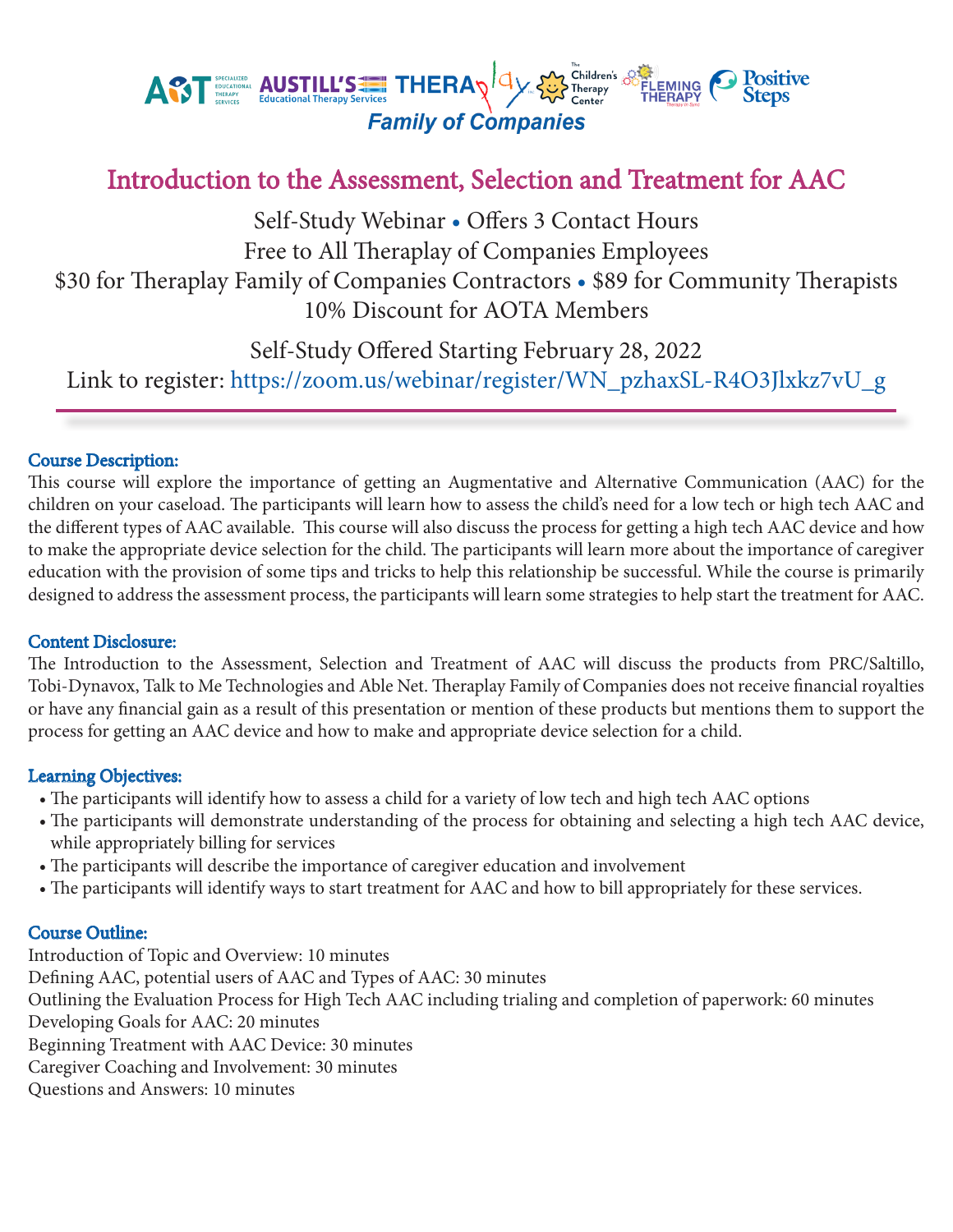AOT SPECIALIZED EDUCATIONAL THERAPY SERVICES | AUSTILL'S Educational Therapy Services | THERAplay | The Children's Therapy Center | FLEMING THERAPY Therapy in Sync | Positive Steps

*Family of Companies*

# Introduction to the Assessment, Selection and Treatment for AAC

Self-Study Webinar • Offers 3 Contact Hours
Free to All Theraplay of Companies Employees
$30 for Theraplay Family of Companies Contractors • $89 for Community Therapists
10% Discount for AOTA Members

Self-Study Offered Starting February 28, 2022
Link to register: https://zoom.us/webinar/register/WN_pzhaxSL-R4O3Jlxkz7vU_g

---

### Course Description:

This course will explore the importance of getting an Augmentative and Alternative Communication (AAC) for the children on your caseload. The participants will learn how to assess the child's need for a low tech or high tech AAC and the different types of AAC available. This course will also discuss the process for getting a high tech AAC device and how to make the appropriate device selection for the child. The participants will learn more about the importance of caregiver education with the provision of some tips and tricks to help this relationship be successful. While the course is primarily designed to address the assessment process, the participants will learn some strategies to help start the treatment for AAC.

### Content Disclosure:

The Introduction to the Assessment, Selection and Treatment of AAC will discuss the products from PRC/Saltillo, Tobi-Dynavox, Talk to Me Technologies and Able Net. Theraplay Family of Companies does not receive financial royalties or have any financial gain as a result of this presentation or mention of these products but mentions them to support the process for getting an AAC device and how to make and appropriate device selection for a child.

### Learning Objectives:

- The participants will identify how to assess a child for a variety of low tech and high tech AAC options
- The participants will demonstrate understanding of the process for obtaining and selecting a high tech AAC device, while appropriately billing for services
- The participants will describe the importance of caregiver education and involvement
- The participants will identify ways to start treatment for AAC and how to bill appropriately for these services.

### Course Outline:

Introduction of Topic and Overview: 10 minutes
Defining AAC, potential users of AAC and Types of AAC: 30 minutes
Outlining the Evaluation Process for High Tech AAC including trialing and completion of paperwork: 60 minutes
Developing Goals for AAC: 20 minutes
Beginning Treatment with AAC Device: 30 minutes
Caregiver Coaching and Involvement: 30 minutes
Questions and Answers: 10 minutes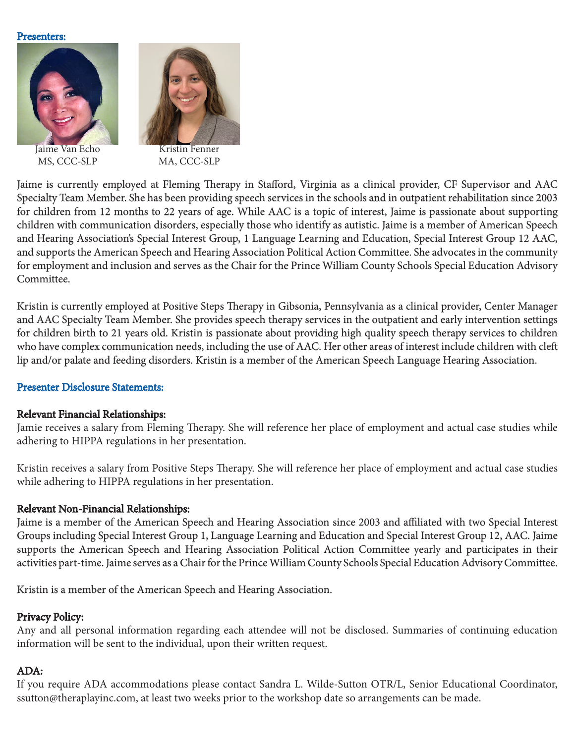**Presenters:**

Jaime Van Echo
MS, CCC-SLP

Kristin Fenner
MA, CCC-SLP

Jaime is currently employed at Fleming Therapy in Stafford, Virginia as a clinical provider, CF Supervisor and AAC Specialty Team Member. She has been providing speech services in the schools and in outpatient rehabilitation since 2003 for children from 12 months to 22 years of age. While AAC is a topic of interest, Jaime is passionate about supporting children with communication disorders, especially those who identify as autistic. Jaime is a member of American Speech and Hearing Association's Special Interest Group, 1 Language Learning and Education, Special Interest Group 12 AAC, and supports the American Speech and Hearing Association Political Action Committee. She advocates in the community for employment and inclusion and serves as the Chair for the Prince William County Schools Special Education Advisory Committee.

Kristin is currently employed at Positive Steps Therapy in Gibsonia, Pennsylvania as a clinical provider, Center Manager and AAC Specialty Team Member. She provides speech therapy services in the outpatient and early intervention settings for children birth to 21 years old. Kristin is passionate about providing high quality speech therapy services to children who have complex communication needs, including the use of AAC. Her other areas of interest include children with cleft lip and/or palate and feeding disorders. Kristin is a member of the American Speech Language Hearing Association.

**Presenter Disclosure Statements:**

**Relevant Financial Relationships:**
Jamie receives a salary from Fleming Therapy. She will reference her place of employment and actual case studies while adhering to HIPPA regulations in her presentation.

Kristin receives a salary from Positive Steps Therapy. She will reference her place of employment and actual case studies while adhering to HIPPA regulations in her presentation.

**Relevant Non-Financial Relationships:**
Jaime is a member of the American Speech and Hearing Association since 2003 and affiliated with two Special Interest Groups including Special Interest Group 1, Language Learning and Education and Special Interest Group 12, AAC. Jaime supports the American Speech and Hearing Association Political Action Committee yearly and participates in their activities part-time. Jaime serves as a Chair for the Prince William County Schools Special Education Advisory Committee.

Kristin is a member of the American Speech and Hearing Association.

**Privacy Policy:**
Any and all personal information regarding each attendee will not be disclosed. Summaries of continuing education information will be sent to the individual, upon their written request.

**ADA:**
If you require ADA accommodations please contact Sandra L. Wilde-Sutton OTR/L, Senior Educational Coordinator, ssutton@theraplayinc.com, at least two weeks prior to the workshop date so arrangements can be made.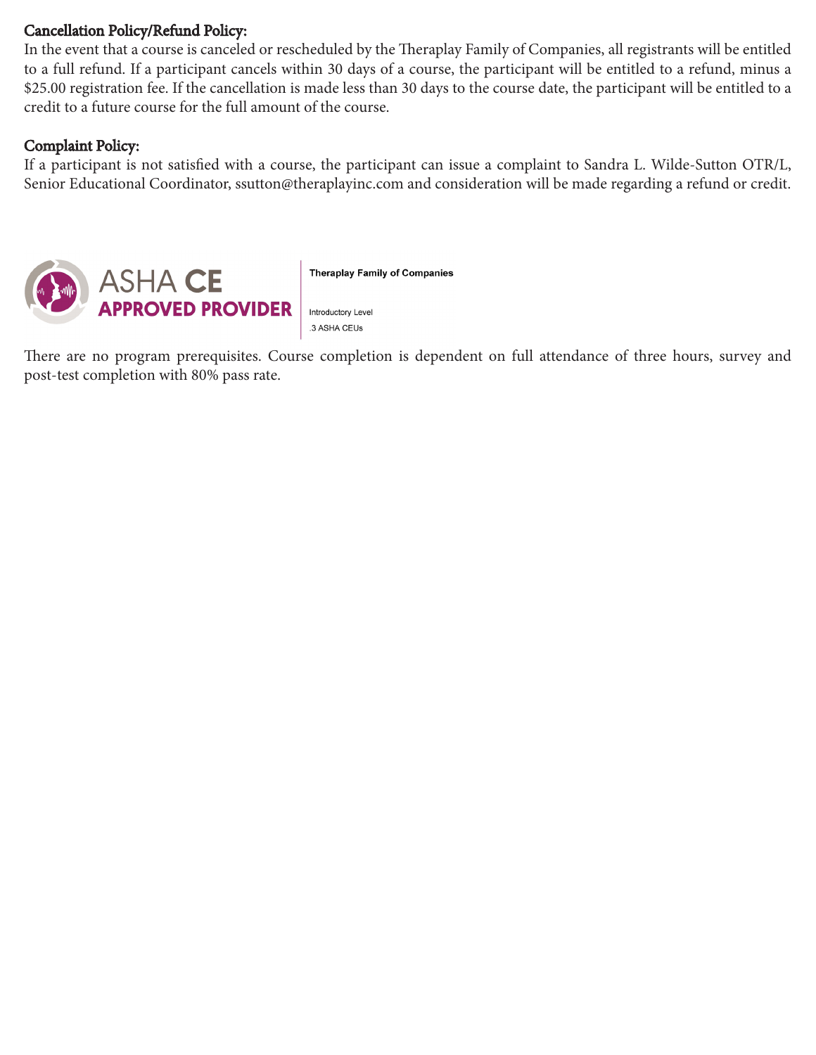**Cancellation Policy/Refund Policy:**

In the event that a course is canceled or rescheduled by the Theraplay Family of Companies, all registrants will be entitled to a full refund. If a participant cancels within 30 days of a course, the participant will be entitled to a refund, minus a $25.00 registration fee. If the cancellation is made less than 30 days to the course date, the participant will be entitled to a credit to a future course for the full amount of the course.

**Complaint Policy:**

If a participant is not satisfied with a course, the participant can issue a complaint to Sandra L. Wilde-Sutton OTR/L, Senior Educational Coordinator, ssutton@theraplayinc.com and consideration will be made regarding a refund or credit.

ASHA CE APPROVED PROVIDER

**Theraplay Family of Companies**

Introductory Level

.3 ASHA CEUs

There are no program prerequisites. Course completion is dependent on full attendance of three hours, survey and post-test completion with 80% pass rate.